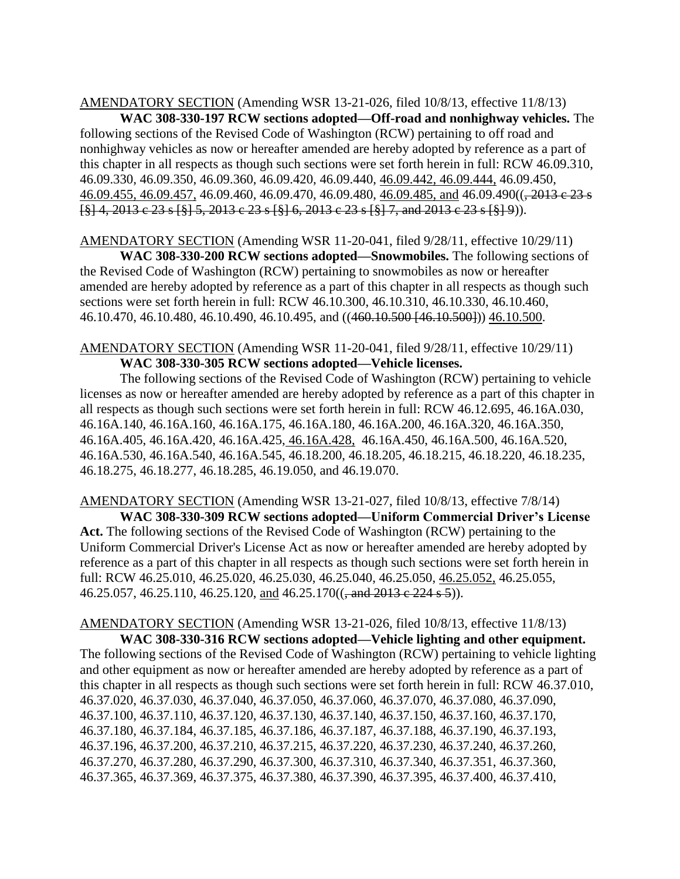AMENDATORY SECTION (Amending WSR 13-21-026, filed 10/8/13, effective 11/8/13)

**WAC 308-330-197 RCW sections adopted—Off-road and nonhighway vehicles.** The following sections of the Revised Code of Washington (RCW) pertaining to off road and nonhighway vehicles as now or hereafter amended are hereby adopted by reference as a part of this chapter in all respects as though such sections were set forth herein in full: RCW 46.09.310, 46.09.330, 46.09.350, 46.09.360, 46.09.420, 46.09.440, 46.09.442, 46.09.444, 46.09.450, 46.09.455, 46.09.457, 46.09.460, 46.09.470, 46.09.480, 46.09.485, and 46.09.490((~~, 2013 c 23 s [§] 4, 2013 c 23 s [§] 5, 2013 c 23 s [§] 6, 2013 c 23 s [§] 7, and 2013 c 23 s [§] 9~~)).

AMENDATORY SECTION (Amending WSR 11-20-041, filed 9/28/11, effective 10/29/11)

**WAC 308-330-200 RCW sections adopted—Snowmobiles.** The following sections of the Revised Code of Washington (RCW) pertaining to snowmobiles as now or hereafter amended are hereby adopted by reference as a part of this chapter in all respects as though such sections were set forth herein in full: RCW 46.10.300, 46.10.310, 46.10.330, 46.10.460, 46.10.470, 46.10.480, 46.10.490, 46.10.495, and ((~~460.10.500 [46.10.500]~~)) 46.10.500.

AMENDATORY SECTION (Amending WSR 11-20-041, filed 9/28/11, effective 10/29/11)

**WAC 308-330-305 RCW sections adopted—Vehicle licenses.**

The following sections of the Revised Code of Washington (RCW) pertaining to vehicle licenses as now or hereafter amended are hereby adopted by reference as a part of this chapter in all respects as though such sections were set forth herein in full: RCW 46.12.695, 46.16A.030, 46.16A.140, 46.16A.160, 46.16A.175, 46.16A.180, 46.16A.200, 46.16A.320, 46.16A.350, 46.16A.405, 46.16A.420, 46.16A.425, 46.16A.428, 46.16A.450, 46.16A.500, 46.16A.520, 46.16A.530, 46.16A.540, 46.16A.545, 46.18.200, 46.18.205, 46.18.215, 46.18.220, 46.18.235, 46.18.275, 46.18.277, 46.18.285, 46.19.050, and 46.19.070.

AMENDATORY SECTION (Amending WSR 13-21-027, filed 10/8/13, effective 7/8/14)

**WAC 308-330-309 RCW sections adopted—Uniform Commercial Driver's License Act.** The following sections of the Revised Code of Washington (RCW) pertaining to the Uniform Commercial Driver's License Act as now or hereafter amended are hereby adopted by reference as a part of this chapter in all respects as though such sections were set forth herein in full: RCW 46.25.010, 46.25.020, 46.25.030, 46.25.040, 46.25.050, 46.25.052, 46.25.055, 46.25.057, 46.25.110, 46.25.120, and 46.25.170((~~, and 2013 c 224 s 5~~)).

AMENDATORY SECTION (Amending WSR 13-21-026, filed 10/8/13, effective 11/8/13)

**WAC 308-330-316 RCW sections adopted—Vehicle lighting and other equipment.** The following sections of the Revised Code of Washington (RCW) pertaining to vehicle lighting and other equipment as now or hereafter amended are hereby adopted by reference as a part of this chapter in all respects as though such sections were set forth herein in full: RCW 46.37.010, 46.37.020, 46.37.030, 46.37.040, 46.37.050, 46.37.060, 46.37.070, 46.37.080, 46.37.090, 46.37.100, 46.37.110, 46.37.120, 46.37.130, 46.37.140, 46.37.150, 46.37.160, 46.37.170, 46.37.180, 46.37.184, 46.37.185, 46.37.186, 46.37.187, 46.37.188, 46.37.190, 46.37.193, 46.37.196, 46.37.200, 46.37.210, 46.37.215, 46.37.220, 46.37.230, 46.37.240, 46.37.260, 46.37.270, 46.37.280, 46.37.290, 46.37.300, 46.37.310, 46.37.340, 46.37.351, 46.37.360, 46.37.365, 46.37.369, 46.37.375, 46.37.380, 46.37.390, 46.37.395, 46.37.400, 46.37.410,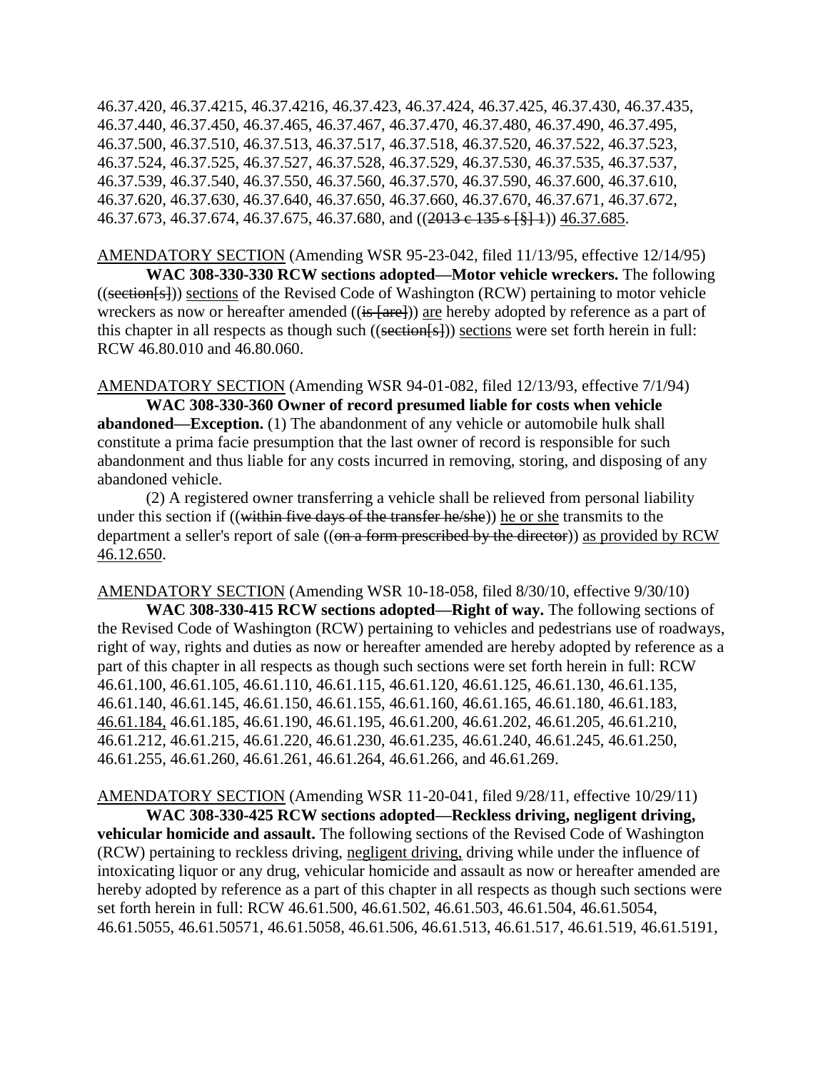46.37.420, 46.37.4215, 46.37.4216, 46.37.423, 46.37.424, 46.37.425, 46.37.430, 46.37.435, 46.37.440, 46.37.450, 46.37.465, 46.37.467, 46.37.470, 46.37.480, 46.37.490, 46.37.495, 46.37.500, 46.37.510, 46.37.513, 46.37.517, 46.37.518, 46.37.520, 46.37.522, 46.37.523, 46.37.524, 46.37.525, 46.37.527, 46.37.528, 46.37.529, 46.37.530, 46.37.535, 46.37.537, 46.37.539, 46.37.540, 46.37.550, 46.37.560, 46.37.570, 46.37.590, 46.37.600, 46.37.610, 46.37.620, 46.37.630, 46.37.640, 46.37.650, 46.37.660, 46.37.670, 46.37.671, 46.37.672, 46.37.673, 46.37.674, 46.37.675, 46.37.680, and ((~~2013 c 135 s [§] 1~~)) <u>46.37.685</u>.

<u>AMENDATORY SECTION</u> (Amending WSR 95-23-042, filed 11/13/95, effective 12/14/95)

**WAC 308-330-330 RCW sections adopted—Motor vehicle wreckers.** The following ((~~section[s]~~)) <u>sections</u> of the Revised Code of Washington (RCW) pertaining to motor vehicle wreckers as now or hereafter amended ((~~is [are]~~)) <u>are</u> hereby adopted by reference as a part of this chapter in all respects as though such ((~~section[s]~~)) <u>sections</u> were set forth herein in full: RCW 46.80.010 and 46.80.060.

<u>AMENDATORY SECTION</u> (Amending WSR 94-01-082, filed 12/13/93, effective 7/1/94)

**WAC 308-330-360 Owner of record presumed liable for costs when vehicle abandoned—Exception.** (1) The abandonment of any vehicle or automobile hulk shall constitute a prima facie presumption that the last owner of record is responsible for such abandonment and thus liable for any costs incurred in removing, storing, and disposing of any abandoned vehicle.

(2) A registered owner transferring a vehicle shall be relieved from personal liability under this section if ((~~within five days of the transfer he/she~~)) <u>he or she</u> transmits to the department a seller's report of sale ((~~on a form prescribed by the director~~)) <u>as provided by RCW 46.12.650</u>.

<u>AMENDATORY SECTION</u> (Amending WSR 10-18-058, filed 8/30/10, effective 9/30/10)

**WAC 308-330-415 RCW sections adopted—Right of way.** The following sections of the Revised Code of Washington (RCW) pertaining to vehicles and pedestrians use of roadways, right of way, rights and duties as now or hereafter amended are hereby adopted by reference as a part of this chapter in all respects as though such sections were set forth herein in full: RCW 46.61.100, 46.61.105, 46.61.110, 46.61.115, 46.61.120, 46.61.125, 46.61.130, 46.61.135, 46.61.140, 46.61.145, 46.61.150, 46.61.155, 46.61.160, 46.61.165, 46.61.180, 46.61.183, <u>46.61.184,</u> 46.61.185, 46.61.190, 46.61.195, 46.61.200, 46.61.202, 46.61.205, 46.61.210, 46.61.212, 46.61.215, 46.61.220, 46.61.230, 46.61.235, 46.61.240, 46.61.245, 46.61.250, 46.61.255, 46.61.260, 46.61.261, 46.61.264, 46.61.266, and 46.61.269.

<u>AMENDATORY SECTION</u> (Amending WSR 11-20-041, filed 9/28/11, effective 10/29/11)

**WAC 308-330-425 RCW sections adopted—Reckless driving, negligent driving, vehicular homicide and assault.** The following sections of the Revised Code of Washington (RCW) pertaining to reckless driving, <u>negligent driving,</u> driving while under the influence of intoxicating liquor or any drug, vehicular homicide and assault as now or hereafter amended are hereby adopted by reference as a part of this chapter in all respects as though such sections were set forth herein in full: RCW 46.61.500, 46.61.502, 46.61.503, 46.61.504, 46.61.5054, 46.61.5055, 46.61.50571, 46.61.5058, 46.61.506, 46.61.513, 46.61.517, 46.61.519, 46.61.5191,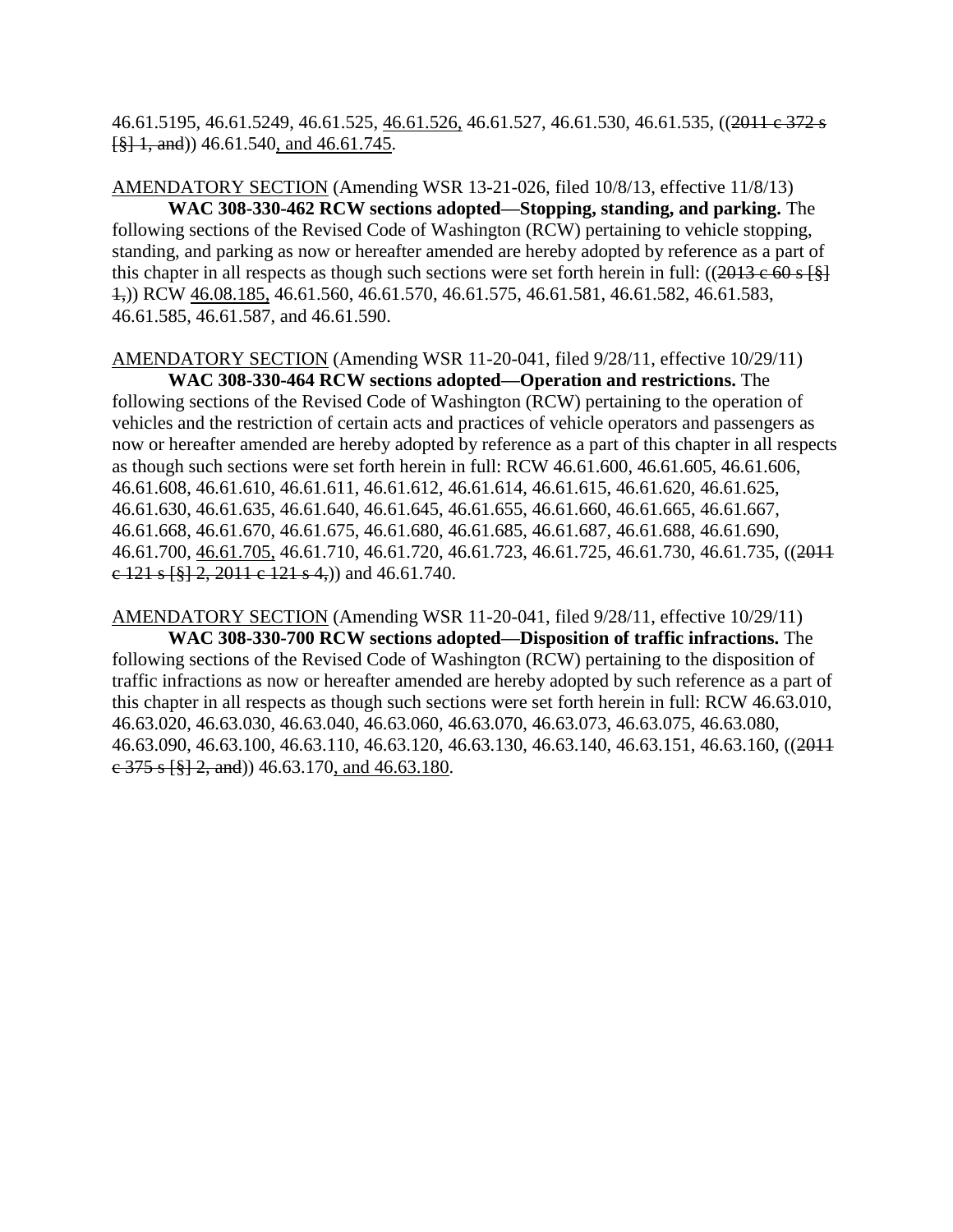46.61.5195, 46.61.5249, 46.61.525, <u>46.61.526,</u> 46.61.527, 46.61.530, 46.61.535, ((~~2011 c 372 s [§] 1, and~~)) 46.61.540<u>, and 46.61.745</u>.

<u>AMENDATORY SECTION</u> (Amending WSR 13-21-026, filed 10/8/13, effective 11/8/13)

**WAC 308-330-462 RCW sections adopted—Stopping, standing, and parking.** The following sections of the Revised Code of Washington (RCW) pertaining to vehicle stopping, standing, and parking as now or hereafter amended are hereby adopted by reference as a part of this chapter in all respects as though such sections were set forth herein in full: ((~~2013 c 60 s [§] 1,~~)) RCW <u>46.08.185,</u> 46.61.560, 46.61.570, 46.61.575, 46.61.581, 46.61.582, 46.61.583, 46.61.585, 46.61.587, and 46.61.590.

<u>AMENDATORY SECTION</u> (Amending WSR 11-20-041, filed 9/28/11, effective 10/29/11)

**WAC 308-330-464 RCW sections adopted—Operation and restrictions.** The following sections of the Revised Code of Washington (RCW) pertaining to the operation of vehicles and the restriction of certain acts and practices of vehicle operators and passengers as now or hereafter amended are hereby adopted by reference as a part of this chapter in all respects as though such sections were set forth herein in full: RCW 46.61.600, 46.61.605, 46.61.606, 46.61.608, 46.61.610, 46.61.611, 46.61.612, 46.61.614, 46.61.615, 46.61.620, 46.61.625, 46.61.630, 46.61.635, 46.61.640, 46.61.645, 46.61.655, 46.61.660, 46.61.665, 46.61.667, 46.61.668, 46.61.670, 46.61.675, 46.61.680, 46.61.685, 46.61.687, 46.61.688, 46.61.690, 46.61.700, <u>46.61.705,</u> 46.61.710, 46.61.720, 46.61.723, 46.61.725, 46.61.730, 46.61.735, ((~~2011 c 121 s [§] 2, 2011 c 121 s 4,~~)) and 46.61.740.

<u>AMENDATORY SECTION</u> (Amending WSR 11-20-041, filed 9/28/11, effective 10/29/11)

**WAC 308-330-700 RCW sections adopted—Disposition of traffic infractions.** The following sections of the Revised Code of Washington (RCW) pertaining to the disposition of traffic infractions as now or hereafter amended are hereby adopted by such reference as a part of this chapter in all respects as though such sections were set forth herein in full: RCW 46.63.010, 46.63.020, 46.63.030, 46.63.040, 46.63.060, 46.63.070, 46.63.073, 46.63.075, 46.63.080, 46.63.090, 46.63.100, 46.63.110, 46.63.120, 46.63.130, 46.63.140, 46.63.151, 46.63.160, ((~~2011 c 375 s [§] 2, and~~)) 46.63.170<u>, and 46.63.180</u>.